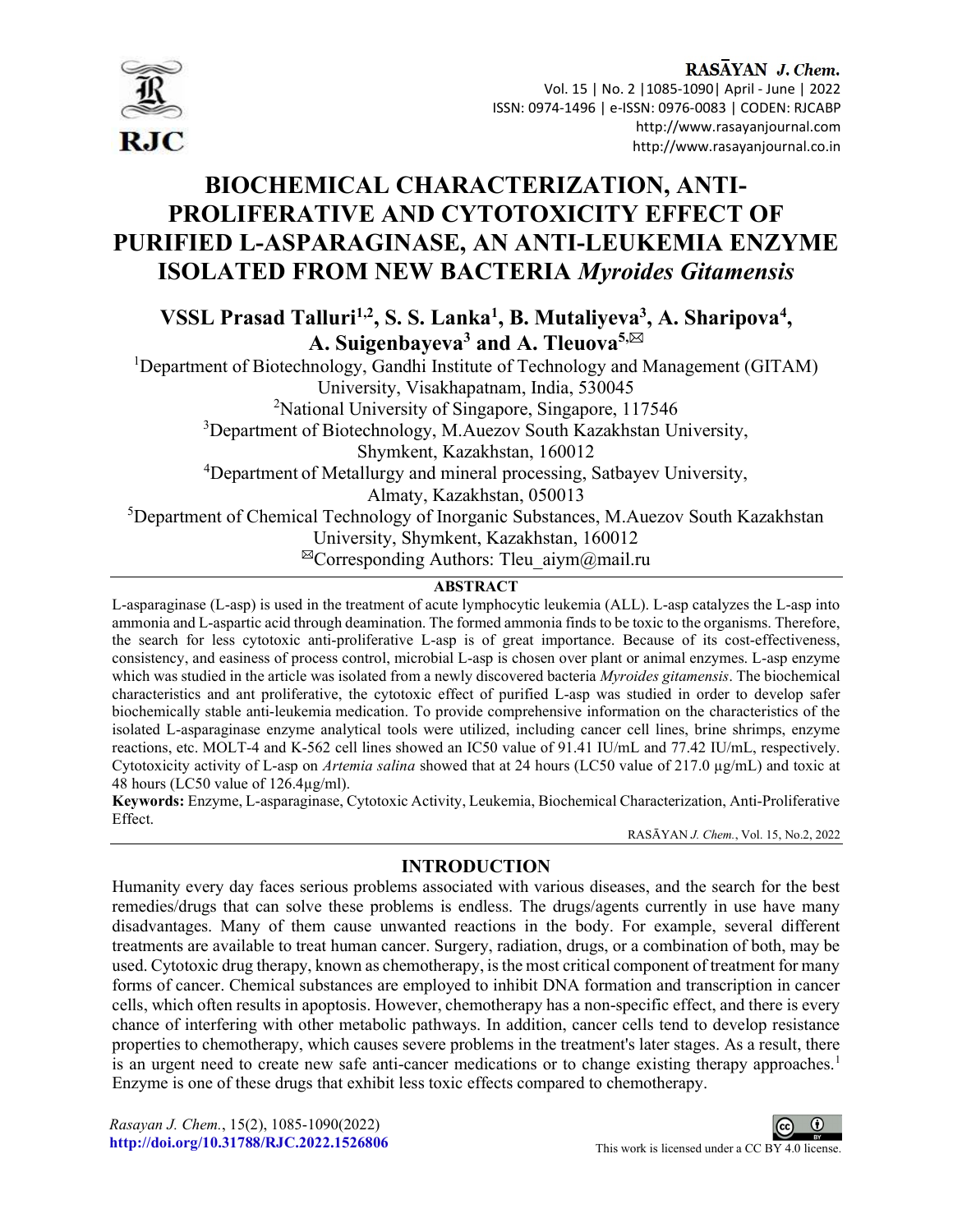# BIOCHEMICAL CHARACTERIZATION, ANTI-PROLIFERATIVE AND CYTOTOXICITY EFFECT OF PURIFIED L-ASPARAGINASE, AN ANTI-LEUKEMIA ENZYME ISOLATED FROM NEW BACTERIA *Myroides Gitamensis*

**VSSL Prasad Talluri[1,2], S. S. Lanka[1], B. Mutaliyeva[3], A. Sharipova[4], A. Suigenbayeva[3] and A. Tleuova[5,✉]**

[1]Department of Biotechnology, Gandhi Institute of Technology and Management (GITAM) University, Visakhapatnam, India, 530045

[2]National University of Singapore, Singapore, 117546

[3]Department of Biotechnology, M.Auezov South Kazakhstan University, Shymkent, Kazakhstan, 160012

[4]Department of Metallurgy and mineral processing, Satbayev University, Almaty, Kazakhstan, 050013

[5]Department of Chemical Technology of Inorganic Substances, M.Auezov South Kazakhstan University, Shymkent, Kazakhstan, 160012

✉Corresponding Authors: Tleu_aiym@mail.ru

## ABSTRACT

L-asparaginase (L-asp) is used in the treatment of acute lymphocytic leukemia (ALL). L-asp catalyzes the L-asp into ammonia and L-aspartic acid through deamination. The formed ammonia finds to be toxic to the organisms. Therefore, the search for less cytotoxic anti-proliferative L-asp is of great importance. Because of its cost-effectiveness, consistency, and easiness of process control, microbial L-asp is chosen over plant or animal enzymes. L-asp enzyme which was studied in the article was isolated from a newly discovered bacteria *Myroides gitamensis*. The biochemical characteristics and ant proliferative, the cytotoxic effect of purified L-asp was studied in order to develop safer biochemically stable anti-leukemia medication. To provide comprehensive information on the characteristics of the isolated L-asparaginase enzyme analytical tools were utilized, including cancer cell lines, brine shrimps, enzyme reactions, etc. MOLT-4 and K-562 cell lines showed an IC50 value of 91.41 IU/mL and 77.42 IU/mL, respectively. Cytotoxicity activity of L-asp on *Artemia salina* showed that at 24 hours (LC50 value of 217.0 µg/mL) and toxic at 48 hours (LC50 value of 126.4µg/ml).

**Keywords:** Enzyme, L-asparaginase, Cytotoxic Activity, Leukemia, Biochemical Characterization, Anti-Proliferative Effect.

## INTRODUCTION

Humanity every day faces serious problems associated with various diseases, and the search for the best remedies/drugs that can solve these problems is endless. The drugs/agents currently in use have many disadvantages. Many of them cause unwanted reactions in the body. For example, several different treatments are available to treat human cancer. Surgery, radiation, drugs, or a combination of both, may be used. Cytotoxic drug therapy, known as chemotherapy, is the most critical component of treatment for many forms of cancer. Chemical substances are employed to inhibit DNA formation and transcription in cancer cells, which often results in apoptosis. However, chemotherapy has a non-specific effect, and there is every chance of interfering with other metabolic pathways. In addition, cancer cells tend to develop resistance properties to chemotherapy, which causes severe problems in the treatment's later stages. As a result, there is an urgent need to create new safe anti-cancer medications or to change existing therapy approaches.[1] Enzyme is one of these drugs that exhibit less toxic effects compared to chemotherapy.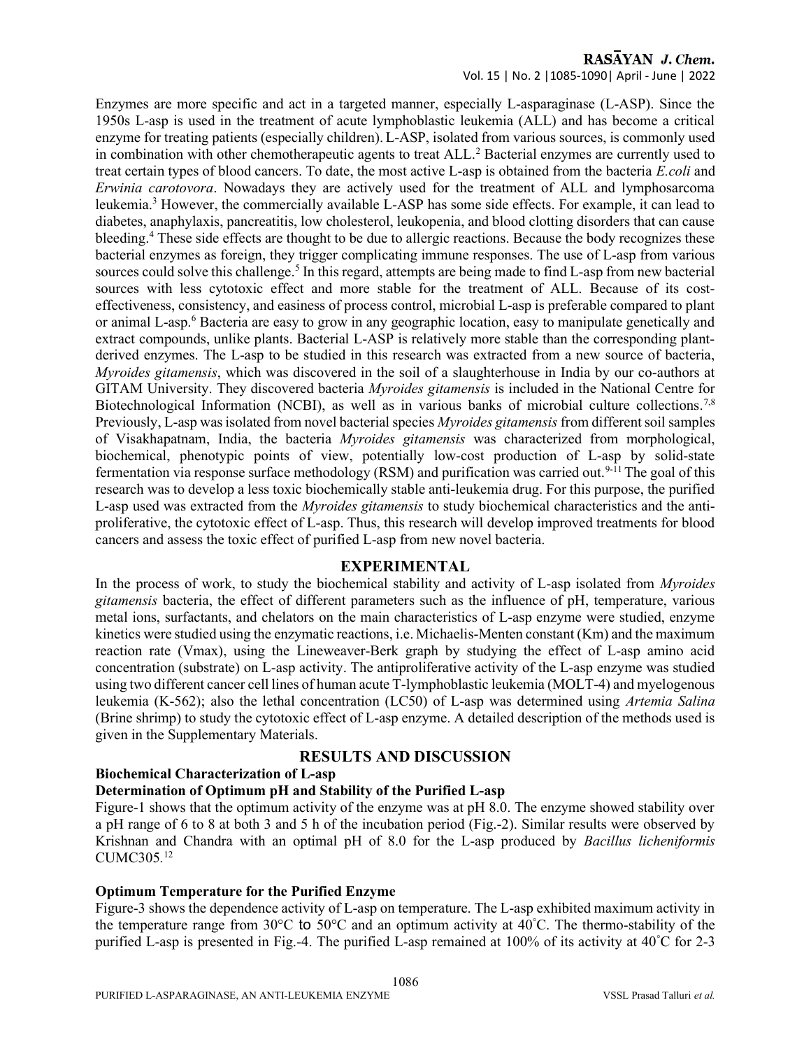Enzymes are more specific and act in a targeted manner, especially L-asparaginase (L-ASP). Since the 1950s L-asp is used in the treatment of acute lymphoblastic leukemia (ALL) and has become a critical enzyme for treating patients (especially children). L-ASP, isolated from various sources, is commonly used in combination with other chemotherapeutic agents to treat ALL.[2] Bacterial enzymes are currently used to treat certain types of blood cancers. To date, the most active L-asp is obtained from the bacteria *E.coli* and *Erwinia carotovora*. Nowadays they are actively used for the treatment of ALL and lymphosarcoma leukemia.[3] However, the commercially available L-ASP has some side effects. For example, it can lead to diabetes, anaphylaxis, pancreatitis, low cholesterol, leukopenia, and blood clotting disorders that can cause bleeding.[4] These side effects are thought to be due to allergic reactions. Because the body recognizes these bacterial enzymes as foreign, they trigger complicating immune responses. The use of L-asp from various sources could solve this challenge.[5] In this regard, attempts are being made to find L-asp from new bacterial sources with less cytotoxic effect and more stable for the treatment of ALL. Because of its cost-effectiveness, consistency, and easiness of process control, microbial L-asp is preferable compared to plant or animal L-asp.[6] Bacteria are easy to grow in any geographic location, easy to manipulate genetically and extract compounds, unlike plants. Bacterial L-ASP is relatively more stable than the corresponding plant-derived enzymes. The L-asp to be studied in this research was extracted from a new source of bacteria, *Myroides gitamensis*, which was discovered in the soil of a slaughterhouse in India by our co-authors at GITAM University. They discovered bacteria *Myroides gitamensis* is included in the National Centre for Biotechnological Information (NCBI), as well as in various banks of microbial culture collections.[7,8] Previously, L-asp was isolated from novel bacterial species *Myroides gitamensis* from different soil samples of Visakhapatnam, India, the bacteria *Myroides gitamensis* was characterized from morphological, biochemical, phenotypic points of view, potentially low-cost production of L-asp by solid-state fermentation via response surface methodology (RSM) and purification was carried out.[9-11] The goal of this research was to develop a less toxic biochemically stable anti-leukemia drug. For this purpose, the purified L-asp used was extracted from the *Myroides gitamensis* to study biochemical characteristics and the anti-proliferative, the cytotoxic effect of L-asp. Thus, this research will develop improved treatments for blood cancers and assess the toxic effect of purified L-asp from new novel bacteria.

## EXPERIMENTAL

In the process of work, to study the biochemical stability and activity of L-asp isolated from *Myroides gitamensis* bacteria, the effect of different parameters such as the influence of pH, temperature, various metal ions, surfactants, and chelators on the main characteristics of L-asp enzyme were studied, enzyme kinetics were studied using the enzymatic reactions, i.e. Michaelis-Menten constant (Km) and the maximum reaction rate (Vmax), using the Lineweaver-Berk graph by studying the effect of L-asp amino acid concentration (substrate) on L-asp activity. The antiproliferative activity of the L-asp enzyme was studied using two different cancer cell lines of human acute T-lymphoblastic leukemia (MOLT-4) and myelogenous leukemia (K-562); also the lethal concentration (LC50) of L-asp was determined using *Artemia Salina* (Brine shrimp) to study the cytotoxic effect of L-asp enzyme. A detailed description of the methods used is given in the Supplementary Materials.

## RESULTS AND DISCUSSION

### Biochemical Characterization of L-asp

### Determination of Optimum pH and Stability of the Purified L-asp

Figure-1 shows that the optimum activity of the enzyme was at pH 8.0. The enzyme showed stability over a pH range of 6 to 8 at both 3 and 5 h of the incubation period (Fig.-2). Similar results were observed by Krishnan and Chandra with an optimal pH of 8.0 for the L-asp produced by *Bacillus licheniformis* CUMC305.[12]

### Optimum Temperature for the Purified Enzyme

Figure-3 shows the dependence activity of L-asp on temperature. The L-asp exhibited maximum activity in the temperature range from 30°C to 50°C and an optimum activity at 40°C. The thermo-stability of the purified L-asp is presented in Fig.-4. The purified L-asp remained at 100% of its activity at 40°C for 2-3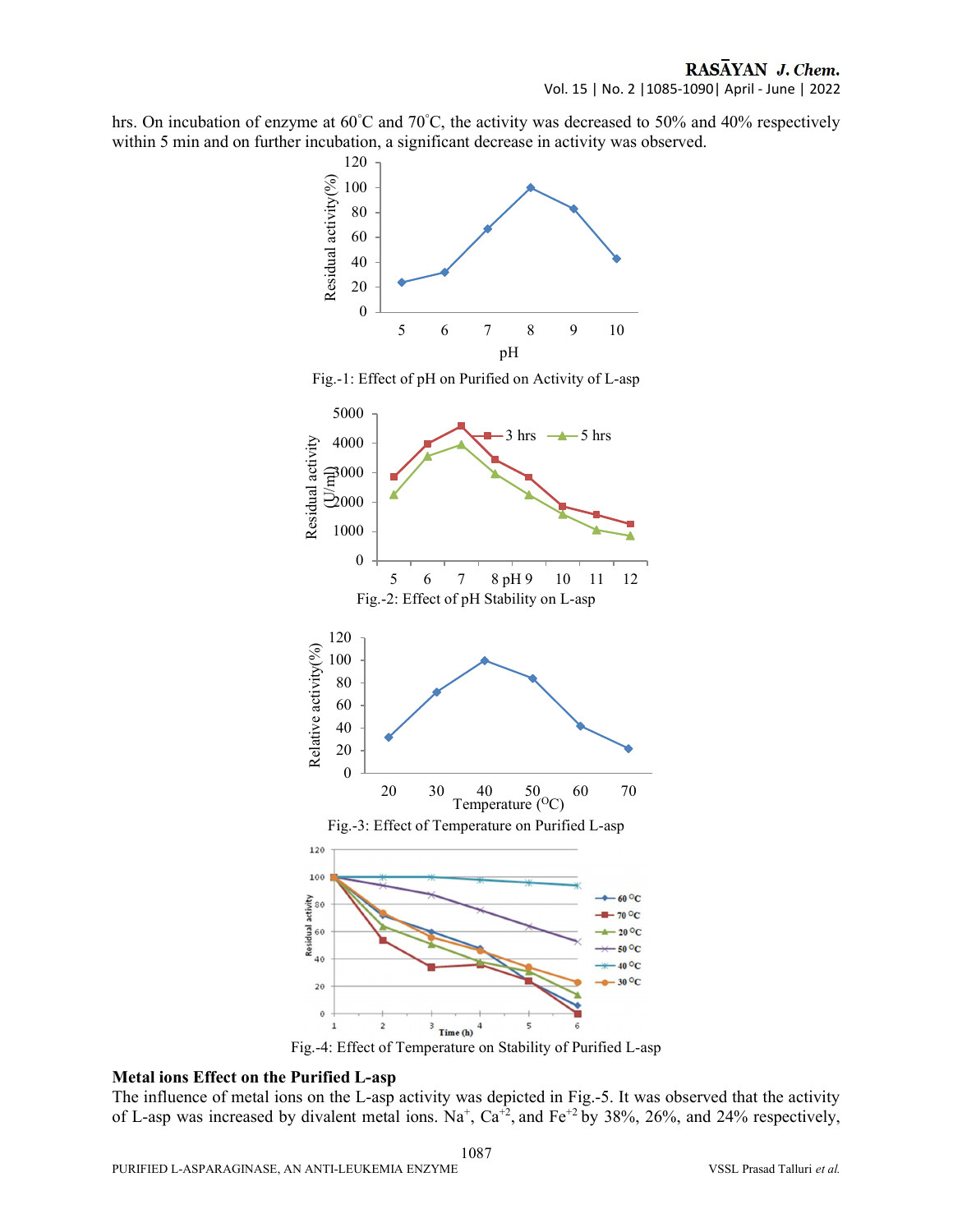hrs. On incubation of enzyme at 60°C and 70°C, the activity was decreased to 50% and 40% respectively within 5 min and on further incubation, a significant decrease in activity was observed.

Fig.-1: Effect of pH on Purified on Activity of L-asp

Fig.-2: Effect of pH Stability on L-asp

Fig.-3: Effect of Temperature on Purified L-asp

Fig.-4: Effect of Temperature on Stability of Purified L-asp

**Metal ions Effect on the Purified L-asp**

The influence of metal ions on the L-asp activity was depicted in Fig.-5. It was observed that the activity of L-asp was increased by divalent metal ions. $Na^{+}$, $Ca^{+2}$, and $Fe^{+2}$ by 38%, 26%, and 24% respectively,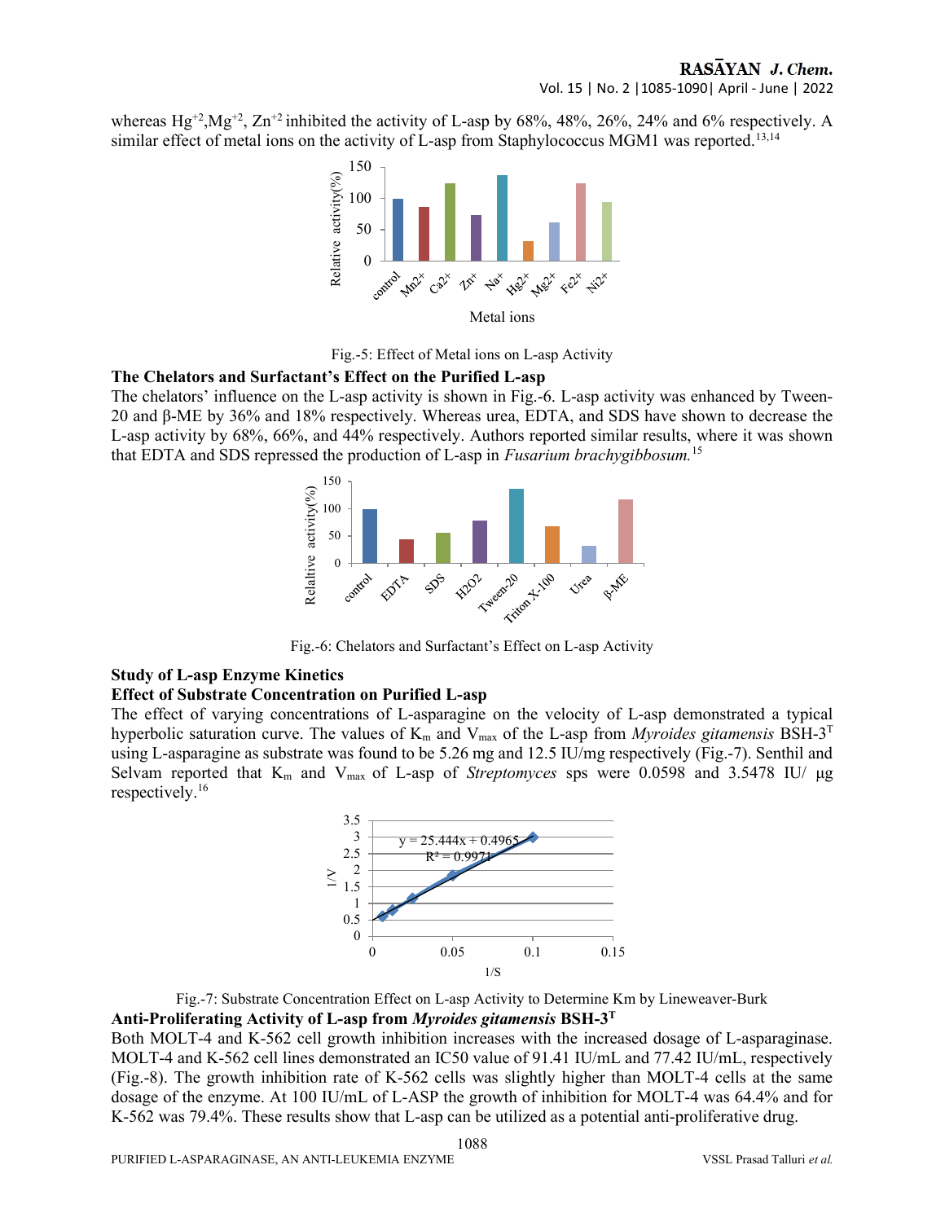whereas $Hg^{+2}$, $Mg^{+2}$, $Zn^{+2}$ inhibited the activity of L-asp by 68%, 48%, 26%, 24% and 6% respectively. A similar effect of metal ions on the activity of L-asp from Staphylococcus MGM1 was reported.[13,14]

Fig.-5: Effect of Metal ions on L-asp Activity

**The Chelators and Surfactant's Effect on the Purified L-asp**

The chelators' influence on the L-asp activity is shown in Fig.-6. L-asp activity was enhanced by Tween-20 and β-ME by 36% and 18% respectively. Whereas urea, EDTA, and SDS have shown to decrease the L-asp activity by 68%, 66%, and 44% respectively. Authors reported similar results, where it was shown that EDTA and SDS repressed the production of L-asp in *Fusarium brachygibbosum.*[15]

Fig.-6: Chelators and Surfactant's Effect on L-asp Activity

**Study of L-asp Enzyme Kinetics**

**Effect of Substrate Concentration on Purified L-asp**

The effect of varying concentrations of L-asparagine on the velocity of L-asp demonstrated a typical hyperbolic saturation curve. The values of $K_m$ and $V_{max}$ of the L-asp from *Myroides gitamensis* BSH-3$^T$ using L-asparagine as substrate was found to be 5.26 mg and 12.5 IU/mg respectively (Fig.-7). Senthil and Selvam reported that $K_m$ and $V_{max}$ of L-asp of *Streptomyces* sps were 0.0598 and 3.5478 IU/ μg respectively.[16]

Fig.-7: Substrate Concentration Effect on L-asp Activity to Determine Km by Lineweaver-Burk

**Anti-Proliferating Activity of L-asp from *Myroides gitamensis* BSH-3$^T$**

Both MOLT-4 and K-562 cell growth inhibition increases with the increased dosage of L-asparaginase. MOLT-4 and K-562 cell lines demonstrated an IC50 value of 91.41 IU/mL and 77.42 IU/mL, respectively (Fig.-8). The growth inhibition rate of K-562 cells was slightly higher than MOLT-4 cells at the same dosage of the enzyme. At 100 IU/mL of L-ASP the growth of inhibition for MOLT-4 was 64.4% and for K-562 was 79.4%. These results show that L-asp can be utilized as a potential anti-proliferative drug.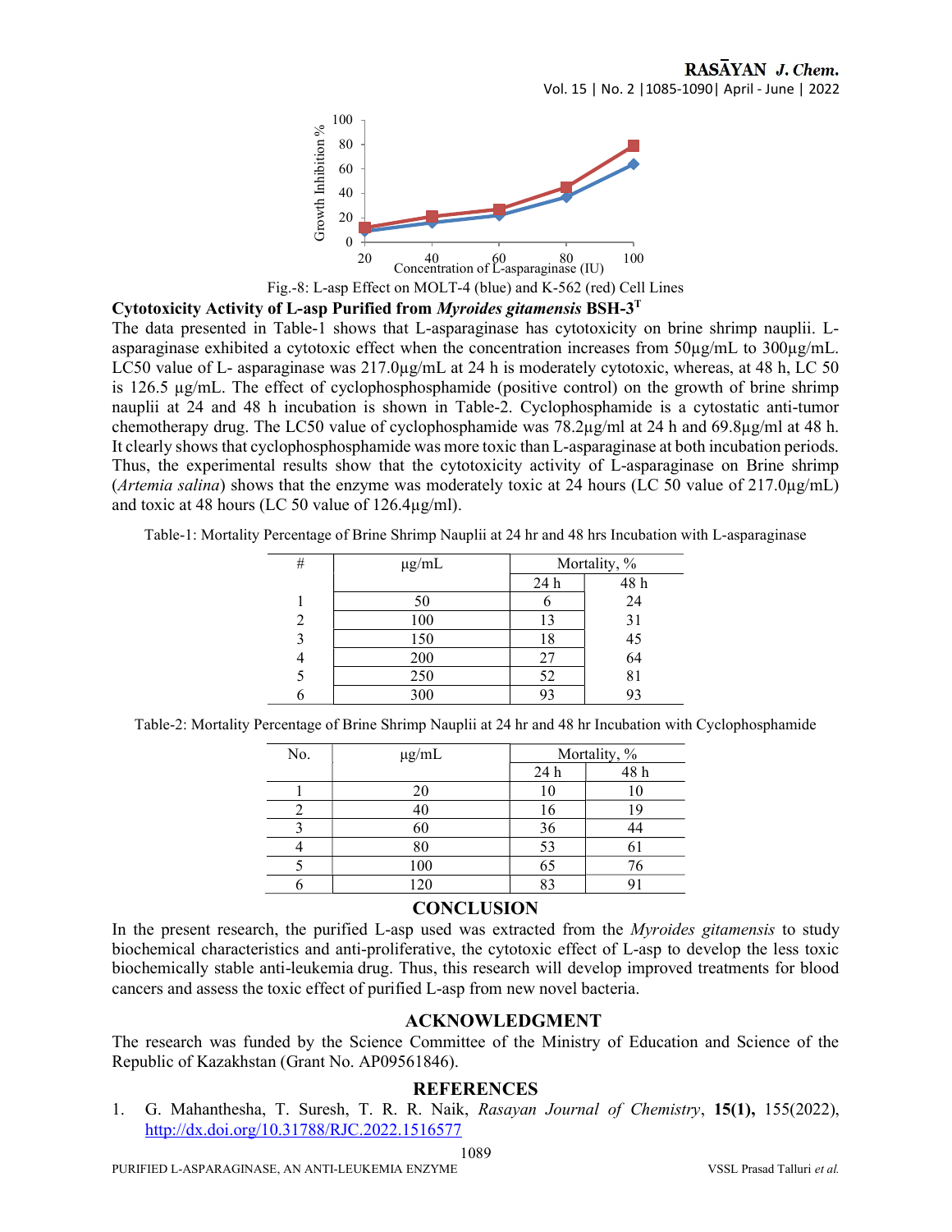Fig.-8: L-asp Effect on MOLT-4 (blue) and K-562 (red) Cell Lines

### Cytotoxicity Activity of L-asp Purified from *Myroides gitamensis* BSH-3[T]

The data presented in Table-1 shows that L-asparaginase has cytotoxicity on brine shrimp nauplii. L-asparaginase exhibited a cytotoxic effect when the concentration increases from 50µg/mL to 300µg/mL. LC50 value of L- asparaginase was 217.0µg/mL at 24 h is moderately cytotoxic, whereas, at 48 h, LC 50 is 126.5 µg/mL. The effect of cyclophosphosphamide (positive control) on the growth of brine shrimp nauplii at 24 and 48 h incubation is shown in Table-2. Cyclophosphamide is a cytostatic anti-tumor chemotherapy drug. The LC50 value of cyclophosphamide was 78.2µg/ml at 24 h and 69.8µg/ml at 48 h. It clearly shows that cyclophosphosphamide was more toxic than L-asparaginase at both incubation periods. Thus, the experimental results show that the cytotoxicity activity of L-asparaginase on Brine shrimp (*Artemia salina*) shows that the enzyme was moderately toxic at 24 hours (LC 50 value of 217.0µg/mL) and toxic at 48 hours (LC 50 value of 126.4µg/ml).

Table-1: Mortality Percentage of Brine Shrimp Nauplii at 24 hr and 48 hrs Incubation with L-asparaginase

| # | µg/mL | Mortality, % | |
|---|---|---|---|
| | | 24 h | 48 h |
| 1 | 50 | 6 | 24 |
| 2 | 100 | 13 | 31 |
| 3 | 150 | 18 | 45 |
| 4 | 200 | 27 | 64 |
| 5 | 250 | 52 | 81 |
| 6 | 300 | 93 | 93 |

Table-2: Mortality Percentage of Brine Shrimp Nauplii at 24 hr and 48 hr Incubation with Cyclophosphamide

| No. | µg/mL | Mortality, % | |
|---|---|---|---|
| | | 24 h | 48 h |
| 1 | 20 | 10 | 10 |
| 2 | 40 | 16 | 19 |
| 3 | 60 | 36 | 44 |
| 4 | 80 | 53 | 61 |
| 5 | 100 | 65 | 76 |
| 6 | 120 | 83 | 91 |

## CONCLUSION

In the present research, the purified L-asp used was extracted from the *Myroides gitamensis* to study biochemical characteristics and anti-proliferative, the cytotoxic effect of L-asp to develop the less toxic biochemically stable anti-leukemia drug. Thus, this research will develop improved treatments for blood cancers and assess the toxic effect of purified L-asp from new novel bacteria.

## ACKNOWLEDGMENT

The research was funded by the Science Committee of the Ministry of Education and Science of the Republic of Kazakhstan (Grant No. AP09561846).

## REFERENCES

1. G. Mahanthesha, T. Suresh, T. R. R. Naik, *Rasayan Journal of Chemistry*, **15(1),** 155(2022), http://dx.doi.org/10.31788/RJC.2022.1516577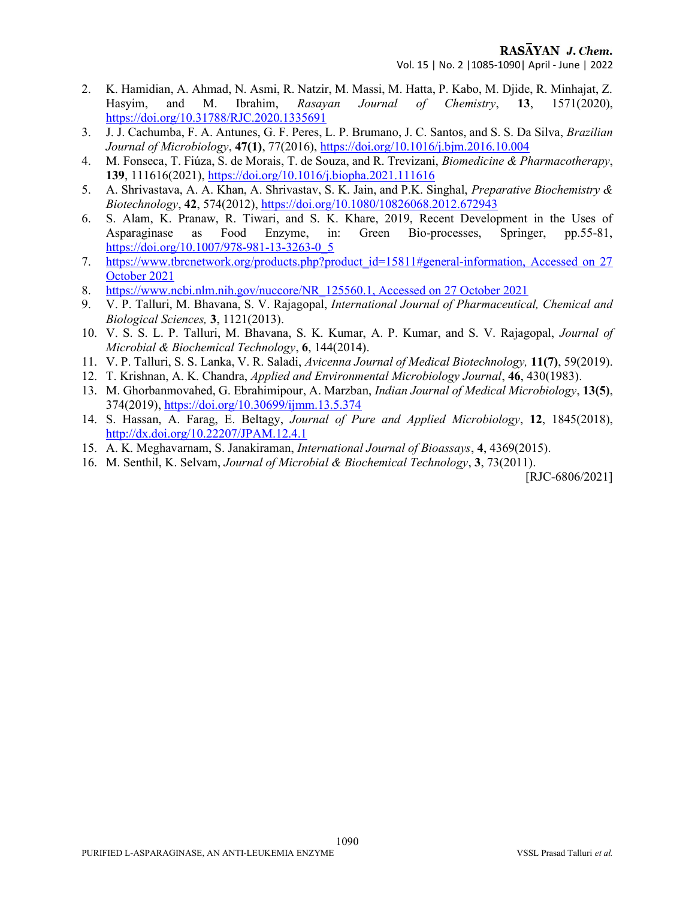2. K. Hamidian, A. Ahmad, N. Asmi, R. Natzir, M. Massi, M. Hatta, P. Kabo, M. Djide, R. Minhajat, Z. Hasyim, and M. Ibrahim, *Rasayan Journal of Chemistry*, **13**, 1571(2020), https://doi.org/10.31788/RJC.2020.1335691
3. J. J. Cachumba, F. A. Antunes, G. F. Peres, L. P. Brumano, J. C. Santos, and S. S. Da Silva, *Brazilian Journal of Microbiology*, **47(1)**, 77(2016), https://doi.org/10.1016/j.bjm.2016.10.004
4. M. Fonseca, T. Fiúza, S. de Morais, T. de Souza, and R. Trevizani, *Biomedicine & Pharmacotherapy*, **139**, 111616(2021), https://doi.org/10.1016/j.biopha.2021.111616
5. A. Shrivastava, A. A. Khan, A. Shrivastav, S. K. Jain, and P.K. Singhal, *Preparative Biochemistry & Biotechnology*, **42**, 574(2012), https://doi.org/10.1080/10826068.2012.672943
6. S. Alam, K. Pranaw, R. Tiwari, and S. K. Khare, 2019, Recent Development in the Uses of Asparaginase as Food Enzyme, in: Green Bio-processes, Springer, pp.55-81, https://doi.org/10.1007/978-981-13-3263-0_5
7. https://www.tbrcnetwork.org/products.php?product_id=15811#general-information, Accessed on 27 October 2021
8. https://www.ncbi.nlm.nih.gov/nuccore/NR_125560.1, Accessed on 27 October 2021
9. V. P. Talluri, M. Bhavana, S. V. Rajagopal, *International Journal of Pharmaceutical, Chemical and Biological Sciences,* **3**, 1121(2013).
10. V. S. S. L. P. Talluri, M. Bhavana, S. K. Kumar, A. P. Kumar, and S. V. Rajagopal, *Journal of Microbial & Biochemical Technology*, **6**, 144(2014).
11. V. P. Talluri, S. S. Lanka, V. R. Saladi, *Avicenna Journal of Medical Biotechnology,* **11(7)**, 59(2019).
12. T. Krishnan, A. K. Chandra, *Applied and Environmental Microbiology Journal*, **46**, 430(1983).
13. M. Ghorbanmovahed, G. Ebrahimipour, A. Marzban, *Indian Journal of Medical Microbiology*, **13(5)**, 374(2019), https://doi.org/10.30699/ijmm.13.5.374
14. S. Hassan, A. Farag, E. Beltagy, *Journal of Pure and Applied Microbiology*, **12**, 1845(2018), http://dx.doi.org/10.22207/JPAM.12.4.1
15. A. K. Meghavarnam, S. Janakiraman, *International Journal of Bioassays*, **4**, 4369(2015).
16. M. Senthil, K. Selvam, *Journal of Microbial & Biochemical Technology*, **3**, 73(2011).

[RJC-6806/2021]